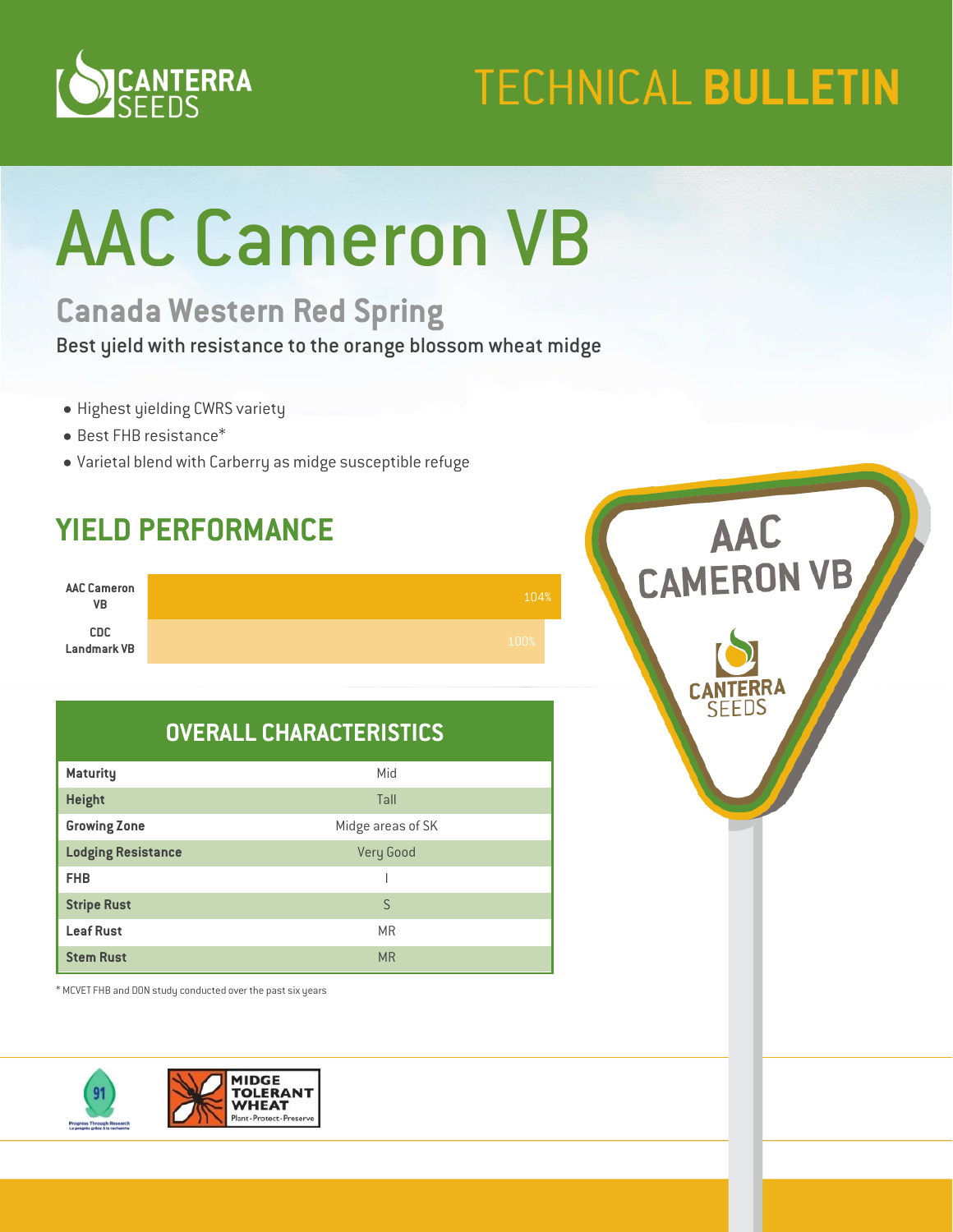# TECHNICAL BULLETIN

# AAC Cameron VB

## Canada Western Red Spring

Best yield with resistance to the orange blossom wheat midge

- Highest yielding CWRS variety
- Best FHB resistance*
- Varietal blend with Carberry as midge susceptible refuge

## YIELD PERFORMANCE

| Variety | Yield |
|---|---|
| AAC Cameron VB | 104% |
| CDC Landmark VB | 100% |

## OVERALL CHARACTERISTICS

| | |
|---|---|
| **Maturity** | Mid |
| **Height** | Tall |
| **Growing Zone** | Midge areas of SK |
| **Lodging Resistance** | Very Good |
| **FHB** | I |
| **Stripe Rust** | S |
| **Leaf Rust** | MR |
| **Stem Rust** | MR |

* MCVET FHB and DON study conducted over the past six years

AAC CAMERON VB
CANTERRA SEEDS

MIDGE TOLERANT WHEAT
Plant · Protect · Preserve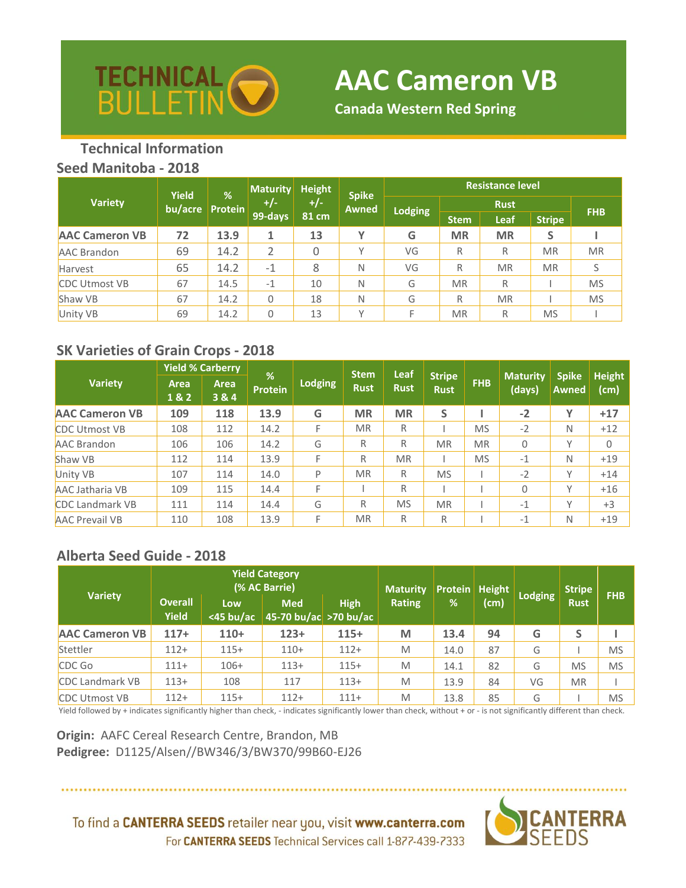# TECHNICAL BULLETIN

# AAC Cameron VB

**Canada Western Red Spring**

## Technical Information

### Seed Manitoba - 2018

| Variety | Yield bu/acre | % Protein | Maturity +/- 99-days | Height +/- 81 cm | Spike Awned | Resistance level | | | | | |
|---|---|---|---|---|---|---|---|---|---|---|---|
| | | | | | | Lodging | Rust | | | FHB |
| | | | | | | | Stem | Leaf | Stripe | |
| **AAC Cameron VB** | **72** | **13.9** | **1** | **13** | **Y** | **G** | **MR** | **MR** | **S** | **I** |
| AAC Brandon | 69 | 14.2 | 2 | 0 | Y | VG | R | R | MR | MR |
| Harvest | 65 | 14.2 | -1 | 8 | N | VG | R | MR | MR | S |
| CDC Utmost VB | 67 | 14.5 | -1 | 10 | N | G | MR | R | I | MS |
| Shaw VB | 67 | 14.2 | 0 | 18 | N | G | R | MR | I | MS |
| Unity VB | 69 | 14.2 | 0 | 13 | Y | F | MR | R | MS | I |

### SK Varieties of Grain Crops - 2018

| Variety | Yield % Carberry | | % Protein | Lodging | Stem Rust | Leaf Rust | Stripe Rust | FHB | Maturity (days) | Spike Awned | Height (cm) |
|---|---|---|---|---|---|---|---|---|---|---|---|
| | Area 1 & 2 | Area 3 & 4 | | | | | | | | | |
| **AAC Cameron VB** | **109** | **118** | **13.9** | **G** | **MR** | **MR** | **S** | **I** | **-2** | **Y** | **+17** |
| CDC Utmost VB | 108 | 112 | 14.2 | F | MR | R | I | MS | -2 | N | +12 |
| AAC Brandon | 106 | 106 | 14.2 | G | R | R | MR | MR | 0 | Y | 0 |
| Shaw VB | 112 | 114 | 13.9 | F | R | MR | I | MS | -1 | N | +19 |
| Unity VB | 107 | 114 | 14.0 | P | MR | R | MS | I | -2 | Y | +14 |
| AAC Jatharia VB | 109 | 115 | 14.4 | F | I | R | I | I | 0 | Y | +16 |
| CDC Landmark VB | 111 | 114 | 14.4 | G | R | MS | MR | I | -1 | Y | +3 |
| AAC Prevail VB | 110 | 108 | 13.9 | F | MR | R | R | I | -1 | N | +19 |

### Alberta Seed Guide - 2018

| Variety | Yield Category (% AC Barrie) | | | | Maturity Rating | Protein % | Height (cm) | Lodging | Stripe Rust | FHB |
|---|---|---|---|---|---|---|---|---|---|---|
| | Overall Yield | Low <45 bu/ac | Med 45-70 bu/ac | High >70 bu/ac | | | | | | |
| **AAC Cameron VB** | **117+** | **110+** | **123+** | **115+** | **M** | **13.4** | **94** | **G** | **S** | **I** |
| Stettler | 112+ | 115+ | 110+ | 112+ | M | 14.0 | 87 | G | I | MS |
| CDC Go | 111+ | 106+ | 113+ | 115+ | M | 14.1 | 82 | G | MS | MS |
| CDC Landmark VB | 113+ | 108 | 117 | 113+ | M | 13.9 | 84 | VG | MR | I |
| CDC Utmost VB | 112+ | 115+ | 112+ | 111+ | M | 13.8 | 85 | G | I | MS |

Yield followed by + indicates significantly higher than check, - indicates significantly lower than check, without + or - is not significantly different than check.

**Origin:** AAFC Cereal Research Centre, Brandon, MB

**Pedigree:** D1125/Alsen//BW346/3/BW370/99B60-EJ26

To find a **CANTERRA SEEDS** retailer near you, visit **www.canterra.com**

For **CANTERRA SEEDS** Technical Services call 1-877-439-7333

CANTERRA SEEDS